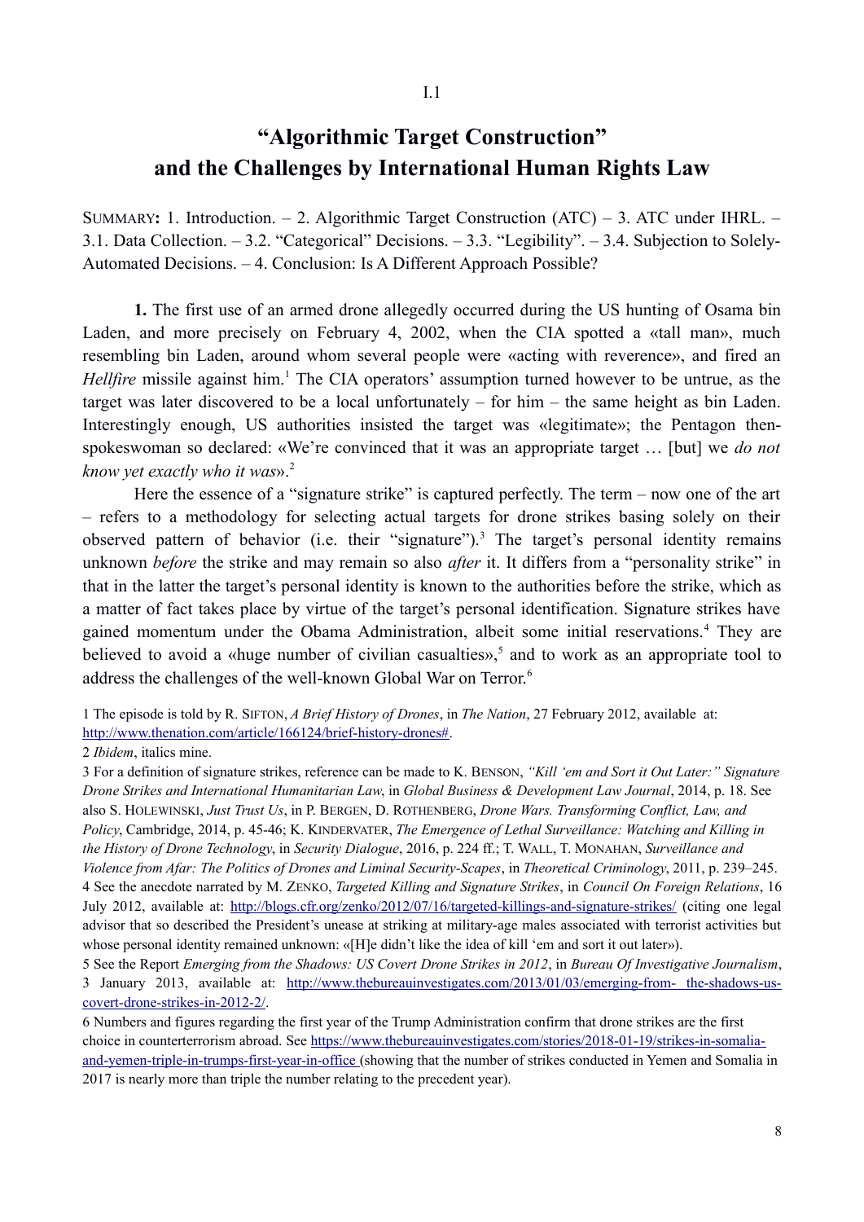I.1

# "Algorithmic Target Construction" and the Challenges by International Human Rights Law

SUMMARY: 1. Introduction. – 2. Algorithmic Target Construction (ATC) – 3. ATC under IHRL. – 3.1. Data Collection. – 3.2. "Categorical" Decisions. – 3.3. "Legibility". – 3.4. Subjection to Solely-Automated Decisions. – 4. Conclusion: Is A Different Approach Possible?

**1.** The first use of an armed drone allegedly occurred during the US hunting of Osama bin Laden, and more precisely on February 4, 2002, when the CIA spotted a «tall man», much resembling bin Laden, around whom several people were «acting with reverence», and fired an *Hellfire* missile against him.[1] The CIA operators' assumption turned however to be untrue, as the target was later discovered to be a local unfortunately – for him – the same height as bin Laden. Interestingly enough, US authorities insisted the target was «legitimate»; the Pentagon then-spokeswoman so declared: «We're convinced that it was an appropriate target … [but] we *do not know yet exactly who it was*».[2]

Here the essence of a "signature strike" is captured perfectly. The term – now one of the art – refers to a methodology for selecting actual targets for drone strikes basing solely on their observed pattern of behavior (i.e. their "signature").[3] The target's personal identity remains unknown *before* the strike and may remain so also *after* it. It differs from a "personality strike" in that in the latter the target's personal identity is known to the authorities before the strike, which as a matter of fact takes place by virtue of the target's personal identification. Signature strikes have gained momentum under the Obama Administration, albeit some initial reservations.[4] They are believed to avoid a «huge number of civilian casualties»,[5] and to work as an appropriate tool to address the challenges of the well-known Global War on Terror.[6]

1 The episode is told by R. SIFTON, *A Brief History of Drones*, in *The Nation*, 27 February 2012, available at: http://www.thenation.com/article/166124/brief-history-drones#.

2 *Ibidem*, italics mine.

3 For a definition of signature strikes, reference can be made to K. BENSON, *"Kill 'em and Sort it Out Later:" Signature Drone Strikes and International Humanitarian Law*, in *Global Business & Development Law Journal*, 2014, p. 18. See also S. HOLEWINSKI, *Just Trust Us*, in P. BERGEN, D. ROTHENBERG, *Drone Wars. Transforming Conflict, Law, and Policy*, Cambridge, 2014, p. 45-46; K. KINDERVATER, *The Emergence of Lethal Surveillance: Watching and Killing in the History of Drone Technology*, in *Security Dialogue*, 2016, p. 224 ff.; T. WALL, T. MONAHAN, *Surveillance and Violence from Afar: The Politics of Drones and Liminal Security-Scapes*, in *Theoretical Criminology*, 2011, p. 239–245.

4 See the anecdote narrated by M. ZENKO, *Targeted Killing and Signature Strikes*, in *Council On Foreign Relations*, 16 July 2012, available at: http://blogs.cfr.org/zenko/2012/07/16/targeted-killings-and-signature-strikes/ (citing one legal advisor that so described the President's unease at striking at military-age males associated with terrorist activities but whose personal identity remained unknown: «[H]e didn't like the idea of kill 'em and sort it out later»).

5 See the Report *Emerging from the Shadows: US Covert Drone Strikes in 2012*, in *Bureau Of Investigative Journalism*, 3 January 2013, available at: http://www.thebureauinvestigates.com/2013/01/03/emerging-from- the-shadows-us-covert-drone-strikes-in-2012-2/.

6 Numbers and figures regarding the first year of the Trump Administration confirm that drone strikes are the first choice in counterterrorism abroad. See https://www.thebureauinvestigates.com/stories/2018-01-19/strikes-in-somalia-and-yemen-triple-in-trumps-first-year-in-office (showing that the number of strikes conducted in Yemen and Somalia in 2017 is nearly more than triple the number relating to the precedent year).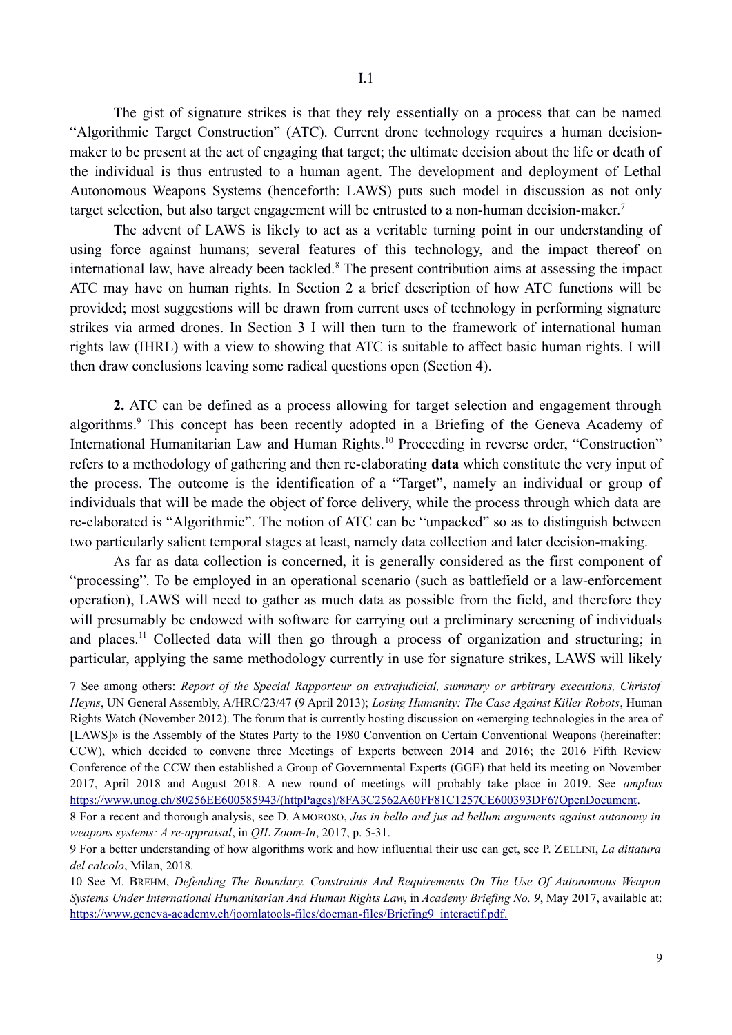The gist of signature strikes is that they rely essentially on a process that can be named "Algorithmic Target Construction" (ATC). Current drone technology requires a human decision-maker to be present at the act of engaging that target; the ultimate decision about the life or death of the individual is thus entrusted to a human agent. The development and deployment of Lethal Autonomous Weapons Systems (henceforth: LAWS) puts such model in discussion as not only target selection, but also target engagement will be entrusted to a non-human decision-maker.[7]

The advent of LAWS is likely to act as a veritable turning point in our understanding of using force against humans; several features of this technology, and the impact thereof on international law, have already been tackled.[8] The present contribution aims at assessing the impact ATC may have on human rights. In Section 2 a brief description of how ATC functions will be provided; most suggestions will be drawn from current uses of technology in performing signature strikes via armed drones. In Section 3 I will then turn to the framework of international human rights law (IHRL) with a view to showing that ATC is suitable to affect basic human rights. I will then draw conclusions leaving some radical questions open (Section 4).

**2.** ATC can be defined as a process allowing for target selection and engagement through algorithms.[9] This concept has been recently adopted in a Briefing of the Geneva Academy of International Humanitarian Law and Human Rights.[10] Proceeding in reverse order, "Construction" refers to a methodology of gathering and then re-elaborating **data** which constitute the very input of the process. The outcome is the identification of a "Target", namely an individual or group of individuals that will be made the object of force delivery, while the process through which data are re-elaborated is "Algorithmic". The notion of ATC can be "unpacked" so as to distinguish between two particularly salient temporal stages at least, namely data collection and later decision-making.

As far as data collection is concerned, it is generally considered as the first component of "processing". To be employed in an operational scenario (such as battlefield or a law-enforcement operation), LAWS will need to gather as much data as possible from the field, and therefore they will presumably be endowed with software for carrying out a preliminary screening of individuals and places.[11] Collected data will then go through a process of organization and structuring; in particular, applying the same methodology currently in use for signature strikes, LAWS will likely

7 See among others: *Report of the Special Rapporteur on extrajudicial, summary or arbitrary executions, Christof Heyns*, UN General Assembly, A/HRC/23/47 (9 April 2013); *Losing Humanity: The Case Against Killer Robots*, Human Rights Watch (November 2012). The forum that is currently hosting discussion on «emerging technologies in the area of [LAWS]» is the Assembly of the States Party to the 1980 Convention on Certain Conventional Weapons (hereinafter: CCW), which decided to convene three Meetings of Experts between 2014 and 2016; the 2016 Fifth Review Conference of the CCW then established a Group of Governmental Experts (GGE) that held its meeting on November 2017, April 2018 and August 2018. A new round of meetings will probably take place in 2019. See *amplius* https://www.unog.ch/80256EE600585943/(httpPages)/8FA3C2562A60FF81C1257CE600393DF6?OpenDocument.

8 For a recent and thorough analysis, see D. AMOROSO, *Jus in bello and jus ad bellum arguments against autonomy in weapons systems: A re-appraisal*, in *QIL Zoom-In*, 2017, p. 5-31.

9 For a better understanding of how algorithms work and how influential their use can get, see P. ZELLINI, *La dittatura del calcolo*, Milan, 2018.

10 See M. BREHM, *Defending The Boundary. Constraints And Requirements On The Use Of Autonomous Weapon Systems Under International Humanitarian And Human Rights Law*, in *Academy Briefing No. 9*, May 2017, available at: https://www.geneva-academy.ch/joomlatools-files/docman-files/Briefing9_interactif.pdf.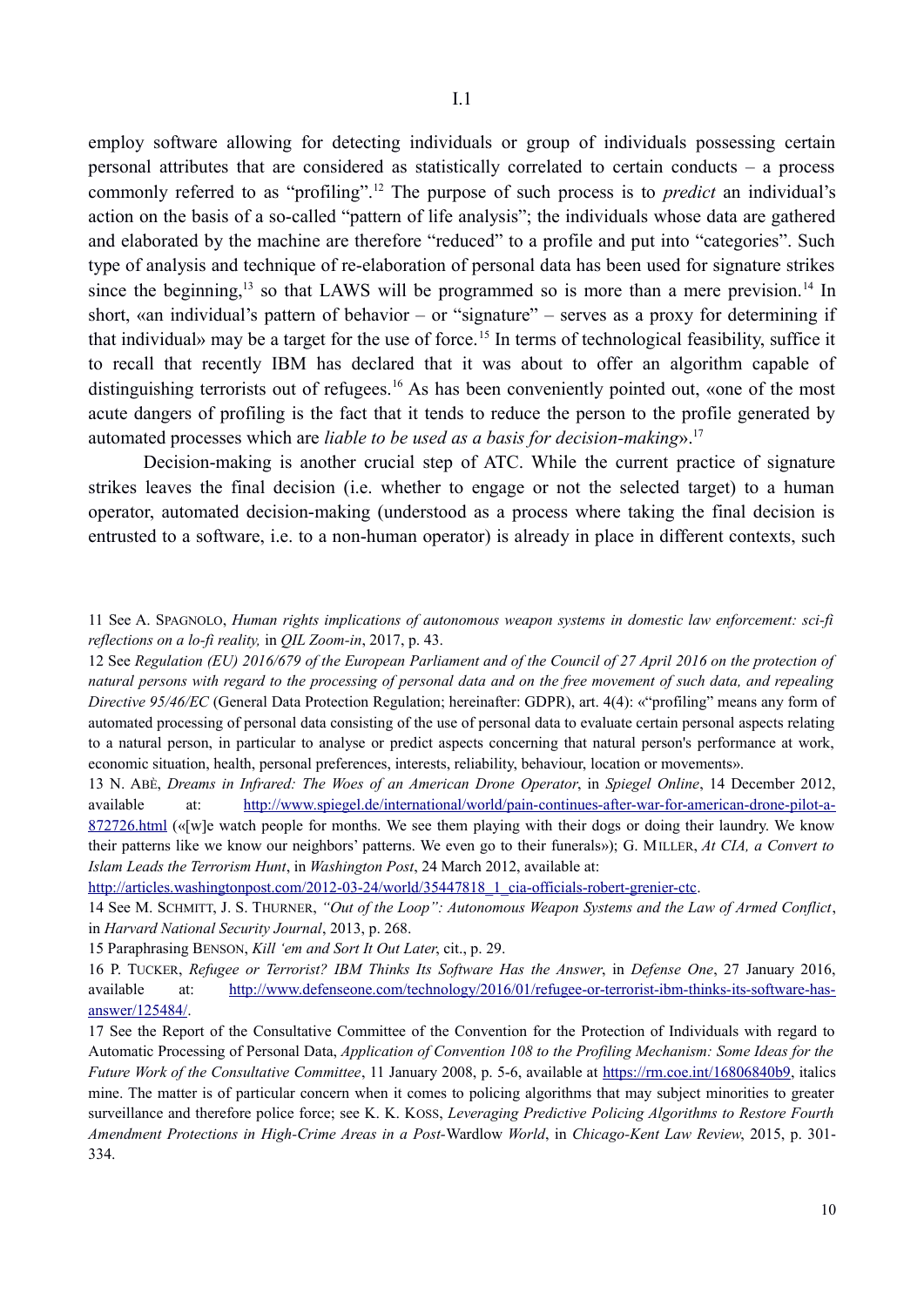employ software allowing for detecting individuals or group of individuals possessing certain personal attributes that are considered as statistically correlated to certain conducts – a process commonly referred to as "profiling".[12] The purpose of such process is to *predict* an individual's action on the basis of a so-called "pattern of life analysis"; the individuals whose data are gathered and elaborated by the machine are therefore "reduced" to a profile and put into "categories". Such type of analysis and technique of re-elaboration of personal data has been used for signature strikes since the beginning,[13] so that LAWS will be programmed so is more than a mere prevision.[14] In short, «an individual's pattern of behavior – or "signature" – serves as a proxy for determining if that individual» may be a target for the use of force.[15] In terms of technological feasibility, suffice it to recall that recently IBM has declared that it was about to offer an algorithm capable of distinguishing terrorists out of refugees.[16] As has been conveniently pointed out, «one of the most acute dangers of profiling is the fact that it tends to reduce the person to the profile generated by automated processes which are *liable to be used as a basis for decision-making*».[17]

Decision-making is another crucial step of ATC. While the current practice of signature strikes leaves the final decision (i.e. whether to engage or not the selected target) to a human operator, automated decision-making (understood as a process where taking the final decision is entrusted to a software, i.e. to a non-human operator) is already in place in different contexts, such

---

11 See A. SPAGNOLO, *Human rights implications of autonomous weapon systems in domestic law enforcement: sci-fi reflections on a lo-fi reality,* in *QIL Zoom-in*, 2017, p. 43.

12 See *Regulation (EU) 2016/679 of the European Parliament and of the Council of 27 April 2016 on the protection of natural persons with regard to the processing of personal data and on the free movement of such data, and repealing Directive 95/46/EC* (General Data Protection Regulation; hereinafter: GDPR), art. 4(4): «"profiling" means any form of automated processing of personal data consisting of the use of personal data to evaluate certain personal aspects relating to a natural person, in particular to analyse or predict aspects concerning that natural person's performance at work, economic situation, health, personal preferences, interests, reliability, behaviour, location or movements».

13 N. ABÈ, *Dreams in Infrared: The Woes of an American Drone Operator*, in *Spiegel Online*, 14 December 2012, available at: http://www.spiegel.de/international/world/pain-continues-after-war-for-american-drone-pilot-a-872726.html («[w]e watch people for months. We see them playing with their dogs or doing their laundry. We know their patterns like we know our neighbors' patterns. We even go to their funerals»); G. MILLER, *At CIA, a Convert to Islam Leads the Terrorism Hunt*, in *Washington Post*, 24 March 2012, available at: http://articles.washingtonpost.com/2012-03-24/world/35447818_1_cia-officials-robert-grenier-ctc.

14 See M. SCHMITT, J. S. THURNER, *"Out of the Loop": Autonomous Weapon Systems and the Law of Armed Conflict*, in *Harvard National Security Journal*, 2013, p. 268.

15 Paraphrasing BENSON, *Kill 'em and Sort It Out Later*, cit., p. 29.

16 P. TUCKER, *Refugee or Terrorist? IBM Thinks Its Software Has the Answer*, in *Defense One*, 27 January 2016, available at: http://www.defenseone.com/technology/2016/01/refugee-or-terrorist-ibm-thinks-its-software-has-answer/125484/.

17 See the Report of the Consultative Committee of the Convention for the Protection of Individuals with regard to Automatic Processing of Personal Data, *Application of Convention 108 to the Profiling Mechanism: Some Ideas for the Future Work of the Consultative Committee*, 11 January 2008, p. 5-6, available at https://rm.coe.int/16806840b9, italics mine. The matter is of particular concern when it comes to policing algorithms that may subject minorities to greater surveillance and therefore police force; see K. K. KOSS, *Leveraging Predictive Policing Algorithms to Restore Fourth Amendment Protections in High-Crime Areas in a Post-*Wardlow *World*, in *Chicago-Kent Law Review*, 2015, p. 301-334.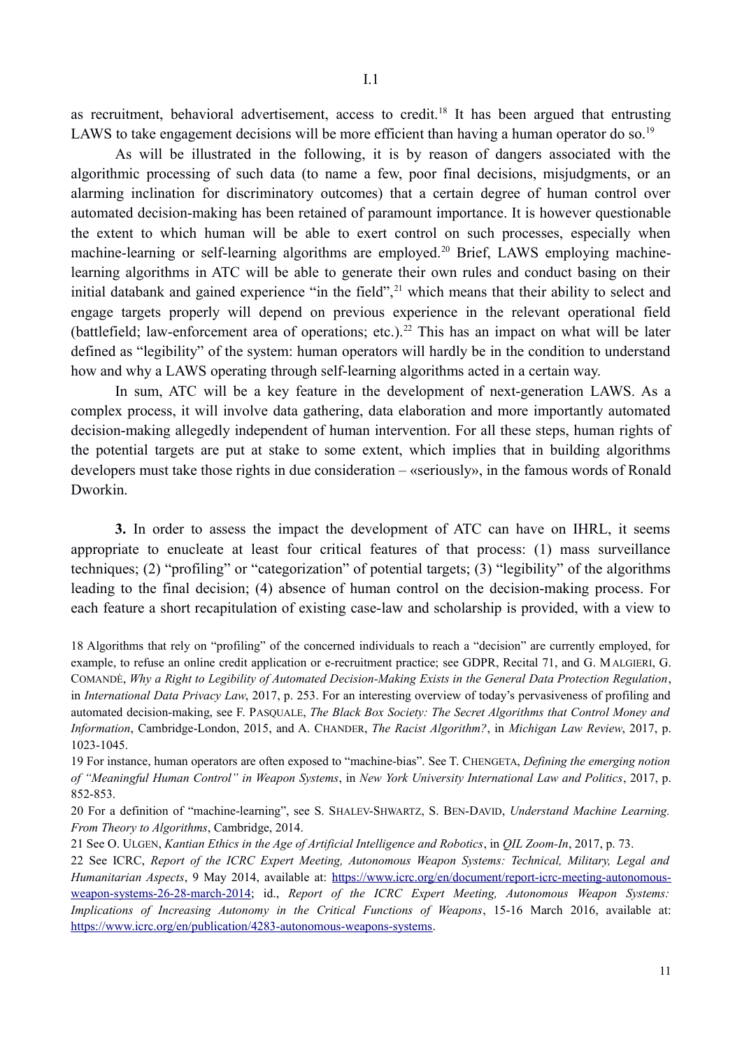as recruitment, behavioral advertisement, access to credit.[18] It has been argued that entrusting LAWS to take engagement decisions will be more efficient than having a human operator do so.[19]

As will be illustrated in the following, it is by reason of dangers associated with the algorithmic processing of such data (to name a few, poor final decisions, misjudgments, or an alarming inclination for discriminatory outcomes) that a certain degree of human control over automated decision-making has been retained of paramount importance. It is however questionable the extent to which human will be able to exert control on such processes, especially when machine-learning or self-learning algorithms are employed.[20] Brief, LAWS employing machine-learning algorithms in ATC will be able to generate their own rules and conduct basing on their initial databank and gained experience "in the field",[21] which means that their ability to select and engage targets properly will depend on previous experience in the relevant operational field (battlefield; law-enforcement area of operations; etc.).[22] This has an impact on what will be later defined as "legibility" of the system: human operators will hardly be in the condition to understand how and why a LAWS operating through self-learning algorithms acted in a certain way.

In sum, ATC will be a key feature in the development of next-generation LAWS. As a complex process, it will involve data gathering, data elaboration and more importantly automated decision-making allegedly independent of human intervention. For all these steps, human rights of the potential targets are put at stake to some extent, which implies that in building algorithms developers must take those rights in due consideration – «seriously», in the famous words of Ronald Dworkin.

**3.** In order to assess the impact the development of ATC can have on IHRL, it seems appropriate to enucleate at least four critical features of that process: (1) mass surveillance techniques; (2) "profiling" or "categorization" of potential targets; (3) "legibility" of the algorithms leading to the final decision; (4) absence of human control on the decision-making process. For each feature a short recapitulation of existing case-law and scholarship is provided, with a view to

---

18 Algorithms that rely on "profiling" of the concerned individuals to reach a "decision" are currently employed, for example, to refuse an online credit application or e-recruitment practice; see GDPR, Recital 71, and G. MALGIERI, G. COMANDÈ, *Why a Right to Legibility of Automated Decision-Making Exists in the General Data Protection Regulation*, in *International Data Privacy Law*, 2017, p. 253. For an interesting overview of today's pervasiveness of profiling and automated decision-making, see F. PASQUALE, *The Black Box Society: The Secret Algorithms that Control Money and Information*, Cambridge-London, 2015, and A. CHANDER, *The Racist Algorithm?*, in *Michigan Law Review*, 2017, p. 1023-1045.

19 For instance, human operators are often exposed to "machine-bias". See T. CHENGETA, *Defining the emerging notion of "Meaningful Human Control" in Weapon Systems*, in *New York University International Law and Politics*, 2017, p. 852-853.

20 For a definition of "machine-learning", see S. SHALEV-SHWARTZ, S. BEN-DAVID, *Understand Machine Learning. From Theory to Algorithms*, Cambridge, 2014.

21 See O. ULGEN, *Kantian Ethics in the Age of Artificial Intelligence and Robotics*, in *QIL Zoom-In*, 2017, p. 73.

22 See ICRC, *Report of the ICRC Expert Meeting, Autonomous Weapon Systems: Technical, Military, Legal and Humanitarian Aspects*, 9 May 2014, available at: https://www.icrc.org/en/document/report-icrc-meeting-autonomous-weapon-systems-26-28-march-2014; id., *Report of the ICRC Expert Meeting, Autonomous Weapon Systems: Implications of Increasing Autonomy in the Critical Functions of Weapons*, 15-16 March 2016, available at: https://www.icrc.org/en/publication/4283-autonomous-weapons-systems.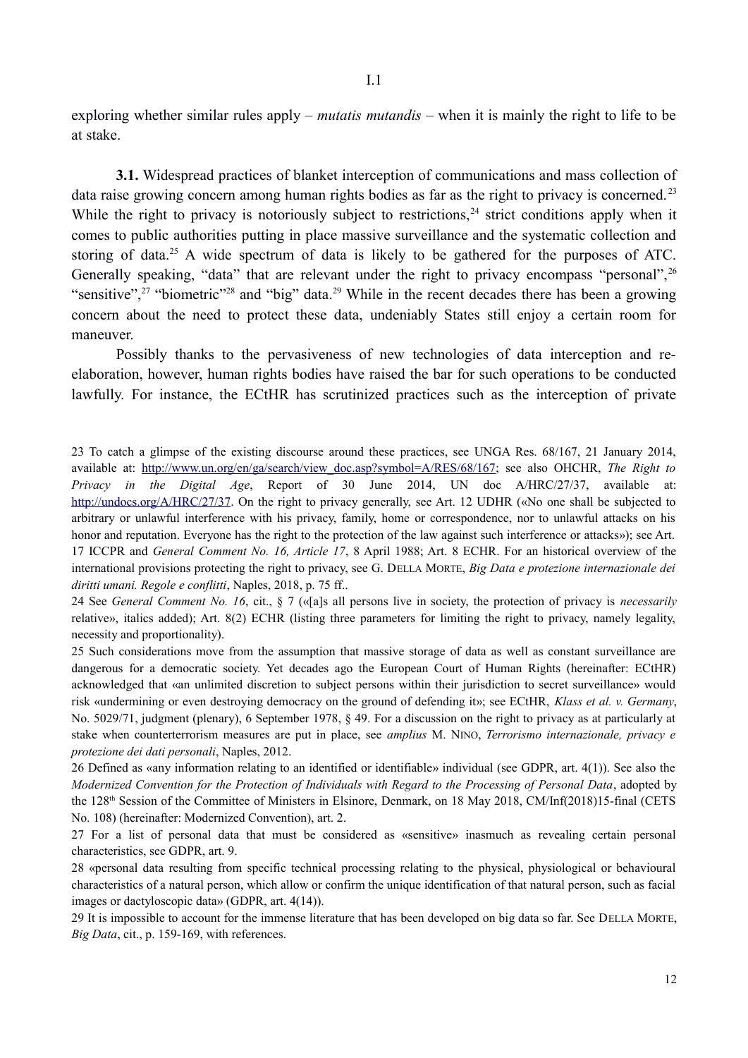exploring whether similar rules apply – *mutatis mutandis* – when it is mainly the right to life to be at stake.

**3.1.** Widespread practices of blanket interception of communications and mass collection of data raise growing concern among human rights bodies as far as the right to privacy is concerned.[23] While the right to privacy is notoriously subject to restrictions,[24] strict conditions apply when it comes to public authorities putting in place massive surveillance and the systematic collection and storing of data.[25] A wide spectrum of data is likely to be gathered for the purposes of ATC. Generally speaking, "data" that are relevant under the right to privacy encompass "personal",[26] "sensitive",[27] "biometric"[28] and "big" data.[29] While in the recent decades there has been a growing concern about the need to protect these data, undeniably States still enjoy a certain room for maneuver.

Possibly thanks to the pervasiveness of new technologies of data interception and re-elaboration, however, human rights bodies have raised the bar for such operations to be conducted lawfully. For instance, the ECtHR has scrutinized practices such as the interception of private

---

23 To catch a glimpse of the existing discourse around these practices, see UNGA Res. 68/167, 21 January 2014, available at: http://www.un.org/en/ga/search/view_doc.asp?symbol=A/RES/68/167; see also OHCHR, *The Right to Privacy in the Digital Age*, Report of 30 June 2014, UN doc A/HRC/27/37, available at: http://undocs.org/A/HRC/27/37. On the right to privacy generally, see Art. 12 UDHR («No one shall be subjected to arbitrary or unlawful interference with his privacy, family, home or correspondence, nor to unlawful attacks on his honor and reputation. Everyone has the right to the protection of the law against such interference or attacks»); see Art. 17 ICCPR and *General Comment No. 16, Article 17*, 8 April 1988; Art. 8 ECHR. For an historical overview of the international provisions protecting the right to privacy, see G. DELLA MORTE, *Big Data e protezione internazionale dei diritti umani. Regole e conflitti*, Naples, 2018, p. 75 ff..

24 See *General Comment No. 16*, cit., § 7 («[a]s all persons live in society, the protection of privacy is *necessarily* relative», italics added); Art. 8(2) ECHR (listing three parameters for limiting the right to privacy, namely legality, necessity and proportionality).

25 Such considerations move from the assumption that massive storage of data as well as constant surveillance are dangerous for a democratic society. Yet decades ago the European Court of Human Rights (hereinafter: ECtHR) acknowledged that «an unlimited discretion to subject persons within their jurisdiction to secret surveillance» would risk «undermining or even destroying democracy on the ground of defending it»; see ECtHR, *Klass et al. v. Germany*, No. 5029/71, judgment (plenary), 6 September 1978, § 49. For a discussion on the right to privacy as at particularly at stake when counterterrorism measures are put in place, see *amplius* M. NINO, *Terrorismo internazionale, privacy e protezione dei dati personali*, Naples, 2012.

26 Defined as «any information relating to an identified or identifiable» individual (see GDPR, art. 4(1)). See also the *Modernized Convention for the Protection of Individuals with Regard to the Processing of Personal Data*, adopted by the 128th Session of the Committee of Ministers in Elsinore, Denmark, on 18 May 2018, CM/Inf(2018)15-final (CETS No. 108) (hereinafter: Modernized Convention), art. 2.

27 For a list of personal data that must be considered as «sensitive» inasmuch as revealing certain personal characteristics, see GDPR, art. 9.

28 «personal data resulting from specific technical processing relating to the physical, physiological or behavioural characteristics of a natural person, which allow or confirm the unique identification of that natural person, such as facial images or dactyloscopic data» (GDPR, art. 4(14)).

29 It is impossible to account for the immense literature that has been developed on big data so far. See DELLA MORTE, *Big Data*, cit., p. 159-169, with references.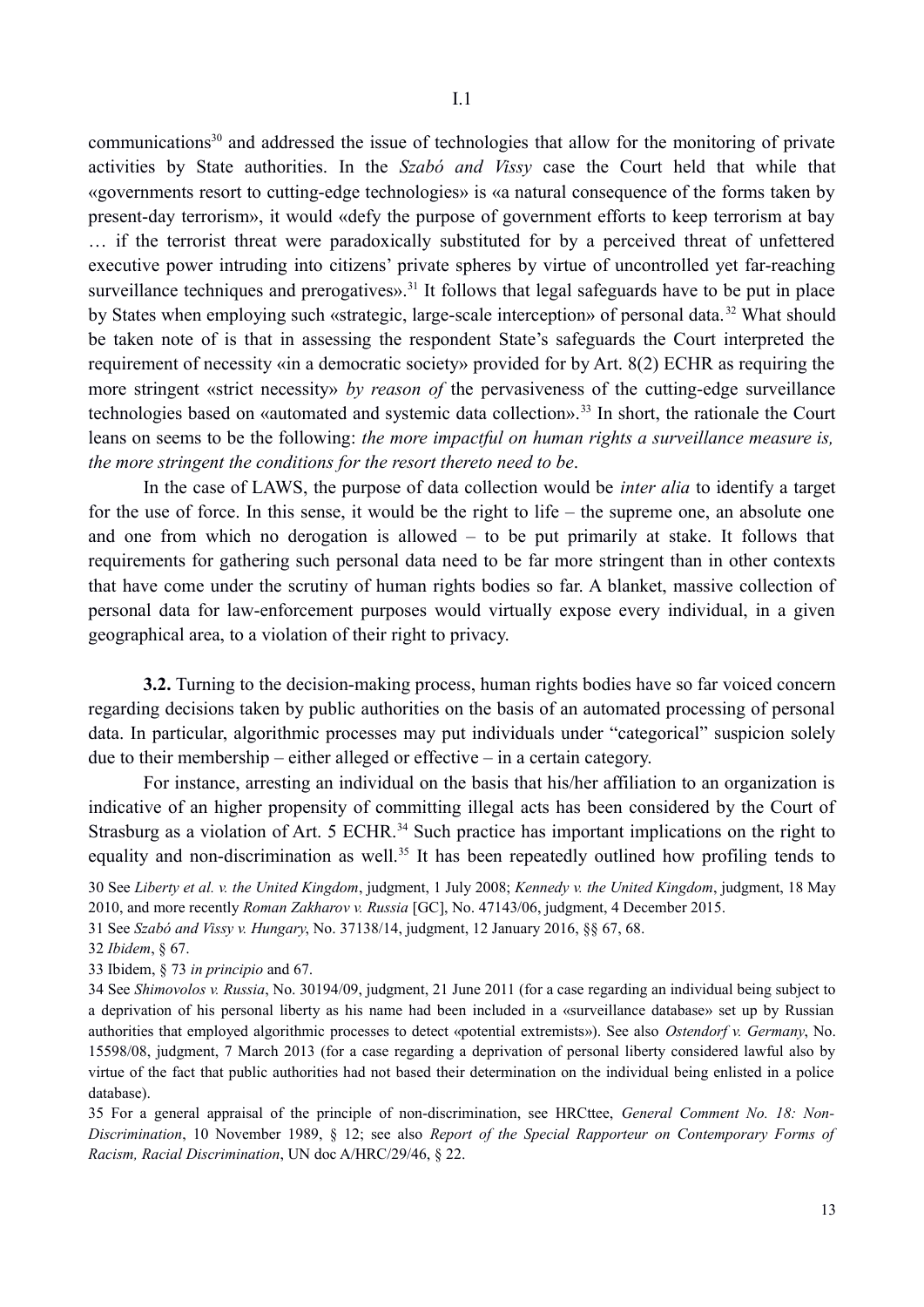communications[30] and addressed the issue of technologies that allow for the monitoring of private activities by State authorities. In the *Szabó and Vissy* case the Court held that while that «governments resort to cutting-edge technologies» is «a natural consequence of the forms taken by present-day terrorism», it would «defy the purpose of government efforts to keep terrorism at bay … if the terrorist threat were paradoxically substituted for by a perceived threat of unfettered executive power intruding into citizens' private spheres by virtue of uncontrolled yet far-reaching surveillance techniques and prerogatives».[31] It follows that legal safeguards have to be put in place by States when employing such «strategic, large-scale interception» of personal data.[32] What should be taken note of is that in assessing the respondent State's safeguards the Court interpreted the requirement of necessity «in a democratic society» provided for by Art. 8(2) ECHR as requiring the more stringent «strict necessity» *by reason of* the pervasiveness of the cutting-edge surveillance technologies based on «automated and systemic data collection».[33] In short, the rationale the Court leans on seems to be the following: *the more impactful on human rights a surveillance measure is, the more stringent the conditions for the resort thereto need to be*.

In the case of LAWS, the purpose of data collection would be *inter alia* to identify a target for the use of force. In this sense, it would be the right to life – the supreme one, an absolute one and one from which no derogation is allowed – to be put primarily at stake. It follows that requirements for gathering such personal data need to be far more stringent than in other contexts that have come under the scrutiny of human rights bodies so far. A blanket, massive collection of personal data for law-enforcement purposes would virtually expose every individual, in a given geographical area, to a violation of their right to privacy.

**3.2.** Turning to the decision-making process, human rights bodies have so far voiced concern regarding decisions taken by public authorities on the basis of an automated processing of personal data. In particular, algorithmic processes may put individuals under "categorical" suspicion solely due to their membership – either alleged or effective – in a certain category.

For instance, arresting an individual on the basis that his/her affiliation to an organization is indicative of an higher propensity of committing illegal acts has been considered by the Court of Strasburg as a violation of Art. 5 ECHR.[34] Such practice has important implications on the right to equality and non-discrimination as well.[35] It has been repeatedly outlined how profiling tends to

30 See *Liberty et al. v. the United Kingdom*, judgment, 1 July 2008; *Kennedy v. the United Kingdom*, judgment, 18 May 2010, and more recently *Roman Zakharov v. Russia* [GC], No. 47143/06, judgment, 4 December 2015.

31 See *Szabó and Vissy v. Hungary*, No. 37138/14, judgment, 12 January 2016, §§ 67, 68.

32 *Ibidem*, § 67.

33 Ibidem, § 73 *in principio* and 67.

34 See *Shimovolos v. Russia*, No. 30194/09, judgment, 21 June 2011 (for a case regarding an individual being subject to a deprivation of his personal liberty as his name had been included in a «surveillance database» set up by Russian authorities that employed algorithmic processes to detect «potential extremists»). See also *Ostendorf v. Germany*, No. 15598/08, judgment, 7 March 2013 (for a case regarding a deprivation of personal liberty considered lawful also by virtue of the fact that public authorities had not based their determination on the individual being enlisted in a police database).

35 For a general appraisal of the principle of non-discrimination, see HRCttee, *General Comment No. 18: Non-Discrimination*, 10 November 1989, § 12; see also *Report of the Special Rapporteur on Contemporary Forms of Racism, Racial Discrimination*, UN doc A/HRC/29/46, § 22.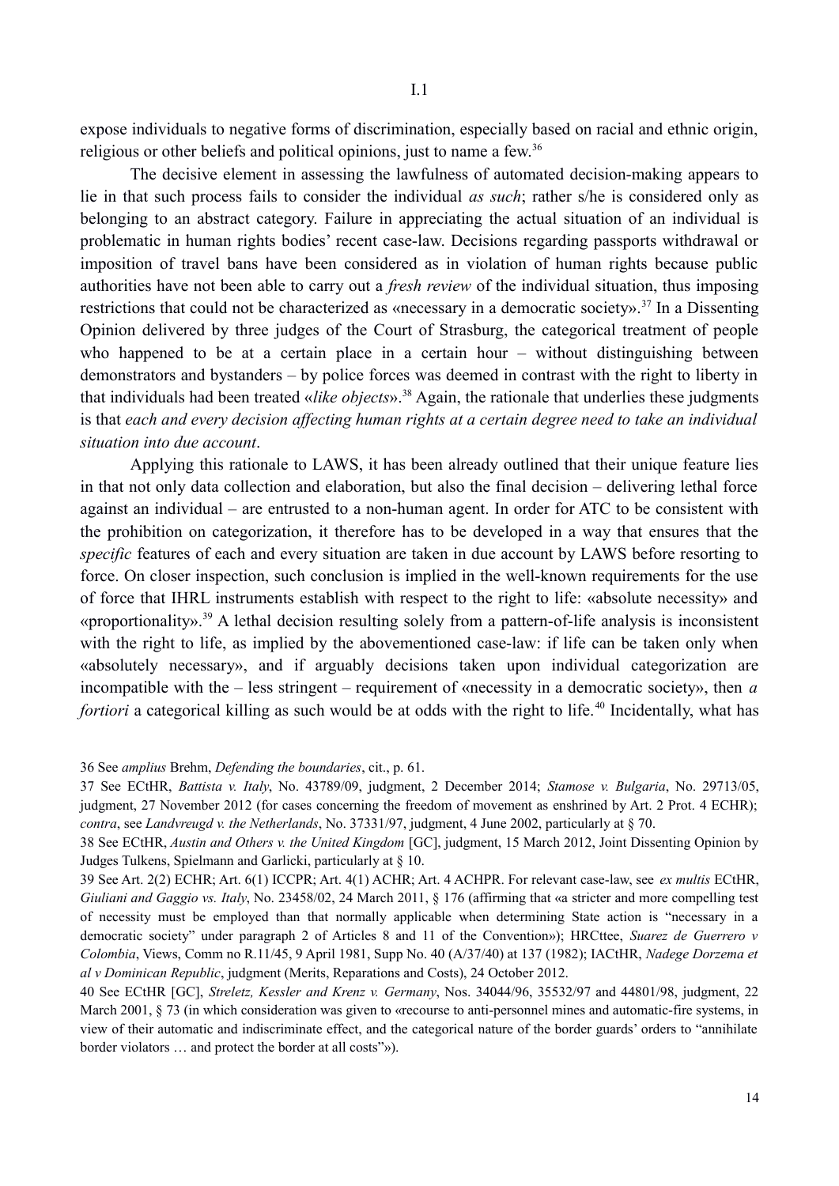expose individuals to negative forms of discrimination, especially based on racial and ethnic origin, religious or other beliefs and political opinions, just to name a few.[36]

The decisive element in assessing the lawfulness of automated decision-making appears to lie in that such process fails to consider the individual *as such*; rather s/he is considered only as belonging to an abstract category. Failure in appreciating the actual situation of an individual is problematic in human rights bodies' recent case-law. Decisions regarding passports withdrawal or imposition of travel bans have been considered as in violation of human rights because public authorities have not been able to carry out a *fresh review* of the individual situation, thus imposing restrictions that could not be characterized as «necessary in a democratic society».[37] In a Dissenting Opinion delivered by three judges of the Court of Strasburg, the categorical treatment of people who happened to be at a certain place in a certain hour – without distinguishing between demonstrators and bystanders – by police forces was deemed in contrast with the right to liberty in that individuals had been treated «*like objects*».[38] Again, the rationale that underlies these judgments is that *each and every decision affecting human rights at a certain degree need to take an individual situation into due account*.

Applying this rationale to LAWS, it has been already outlined that their unique feature lies in that not only data collection and elaboration, but also the final decision – delivering lethal force against an individual – are entrusted to a non-human agent. In order for ATC to be consistent with the prohibition on categorization, it therefore has to be developed in a way that ensures that the *specific* features of each and every situation are taken in due account by LAWS before resorting to force. On closer inspection, such conclusion is implied in the well-known requirements for the use of force that IHRL instruments establish with respect to the right to life: «absolute necessity» and «proportionality».[39] A lethal decision resulting solely from a pattern-of-life analysis is inconsistent with the right to life, as implied by the abovementioned case-law: if life can be taken only when «absolutely necessary», and if arguably decisions taken upon individual categorization are incompatible with the – less stringent – requirement of «necessity in a democratic society», then *a fortiori* a categorical killing as such would be at odds with the right to life.[40] Incidentally, what has

---

36 See *amplius* Brehm, *Defending the boundaries*, cit., p. 61.

37 See ECtHR, *Battista v. Italy*, No. 43789/09, judgment, 2 December 2014; *Stamose v. Bulgaria*, No. 29713/05, judgment, 27 November 2012 (for cases concerning the freedom of movement as enshrined by Art. 2 Prot. 4 ECHR); *contra*, see *Landvreugd v. the Netherlands*, No. 37331/97, judgment, 4 June 2002, particularly at § 70.

38 See ECtHR, *Austin and Others v. the United Kingdom* [GC], judgment, 15 March 2012, Joint Dissenting Opinion by Judges Tulkens, Spielmann and Garlicki, particularly at § 10.

39 See Art. 2(2) ECHR; Art. 6(1) ICCPR; Art. 4(1) ACHR; Art. 4 ACHPR. For relevant case-law, see *ex multis* ECtHR, *Giuliani and Gaggio vs. Italy*, No. 23458/02, 24 March 2011, § 176 (affirming that «a stricter and more compelling test of necessity must be employed than that normally applicable when determining State action is "necessary in a democratic society" under paragraph 2 of Articles 8 and 11 of the Convention»); HRCttee, *Suarez de Guerrero v Colombia*, Views, Comm no R.11/45, 9 April 1981, Supp No. 40 (A/37/40) at 137 (1982); IACtHR, *Nadege Dorzema et al v Dominican Republic*, judgment (Merits, Reparations and Costs), 24 October 2012.

40 See ECtHR [GC], *Streletz, Kessler and Krenz v. Germany*, Nos. 34044/96, 35532/97 and 44801/98, judgment, 22 March 2001, § 73 (in which consideration was given to «recourse to anti-personnel mines and automatic-fire systems, in view of their automatic and indiscriminate effect, and the categorical nature of the border guards' orders to "annihilate border violators … and protect the border at all costs"»).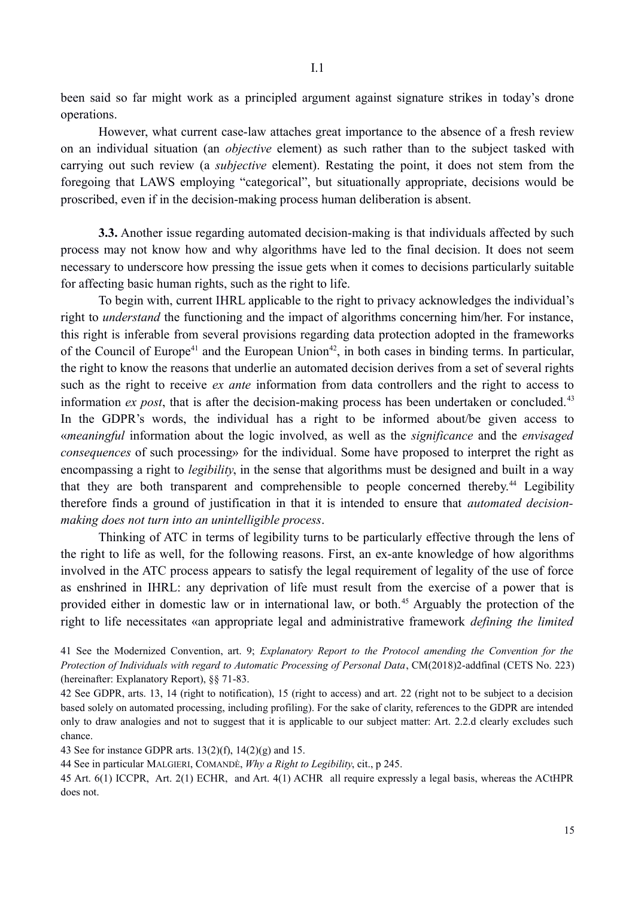been said so far might work as a principled argument against signature strikes in today's drone operations.

However, what current case-law attaches great importance to the absence of a fresh review on an individual situation (an *objective* element) as such rather than to the subject tasked with carrying out such review (a *subjective* element). Restating the point, it does not stem from the foregoing that LAWS employing "categorical", but situationally appropriate, decisions would be proscribed, even if in the decision-making process human deliberation is absent.

**3.3.** Another issue regarding automated decision-making is that individuals affected by such process may not know how and why algorithms have led to the final decision. It does not seem necessary to underscore how pressing the issue gets when it comes to decisions particularly suitable for affecting basic human rights, such as the right to life.

To begin with, current IHRL applicable to the right to privacy acknowledges the individual's right to *understand* the functioning and the impact of algorithms concerning him/her. For instance, this right is inferable from several provisions regarding data protection adopted in the frameworks of the Council of Europe[41] and the European Union[42], in both cases in binding terms. In particular, the right to know the reasons that underlie an automated decision derives from a set of several rights such as the right to receive *ex ante* information from data controllers and the right to access to information *ex post*, that is after the decision-making process has been undertaken or concluded.[43] In the GDPR's words, the individual has a right to be informed about/be given access to «*meaningful* information about the logic involved, as well as the *significance* and the *envisaged consequences* of such processing» for the individual. Some have proposed to interpret the right as encompassing a right to *legibility*, in the sense that algorithms must be designed and built in a way that they are both transparent and comprehensible to people concerned thereby.[44] Legibility therefore finds a ground of justification in that it is intended to ensure that *automated decision-making does not turn into an unintelligible process*.

Thinking of ATC in terms of legibility turns to be particularly effective through the lens of the right to life as well, for the following reasons. First, an ex-ante knowledge of how algorithms involved in the ATC process appears to satisfy the legal requirement of legality of the use of force as enshrined in IHRL: any deprivation of life must result from the exercise of a power that is provided either in domestic law or in international law, or both.[45] Arguably the protection of the right to life necessitates «an appropriate legal and administrative framework *defining the limited*

---

41 See the Modernized Convention, art. 9; *Explanatory Report to the Protocol amending the Convention for the Protection of Individuals with regard to Automatic Processing of Personal Data*, CM(2018)2-addfinal (CETS No. 223) (hereinafter: Explanatory Report), §§ 71-83.

42 See GDPR, arts. 13, 14 (right to notification), 15 (right to access) and art. 22 (right not to be subject to a decision based solely on automated processing, including profiling). For the sake of clarity, references to the GDPR are intended only to draw analogies and not to suggest that it is applicable to our subject matter: Art. 2.2.d clearly excludes such chance.

43 See for instance GDPR arts. 13(2)(f), 14(2)(g) and 15.

44 See in particular MALGIERI, COMANDÈ, *Why a Right to Legibility*, cit., p 245.

45 Art. 6(1) ICCPR, Art. 2(1) ECHR, and Art. 4(1) ACHR all require expressly a legal basis, whereas the ACtHPR does not.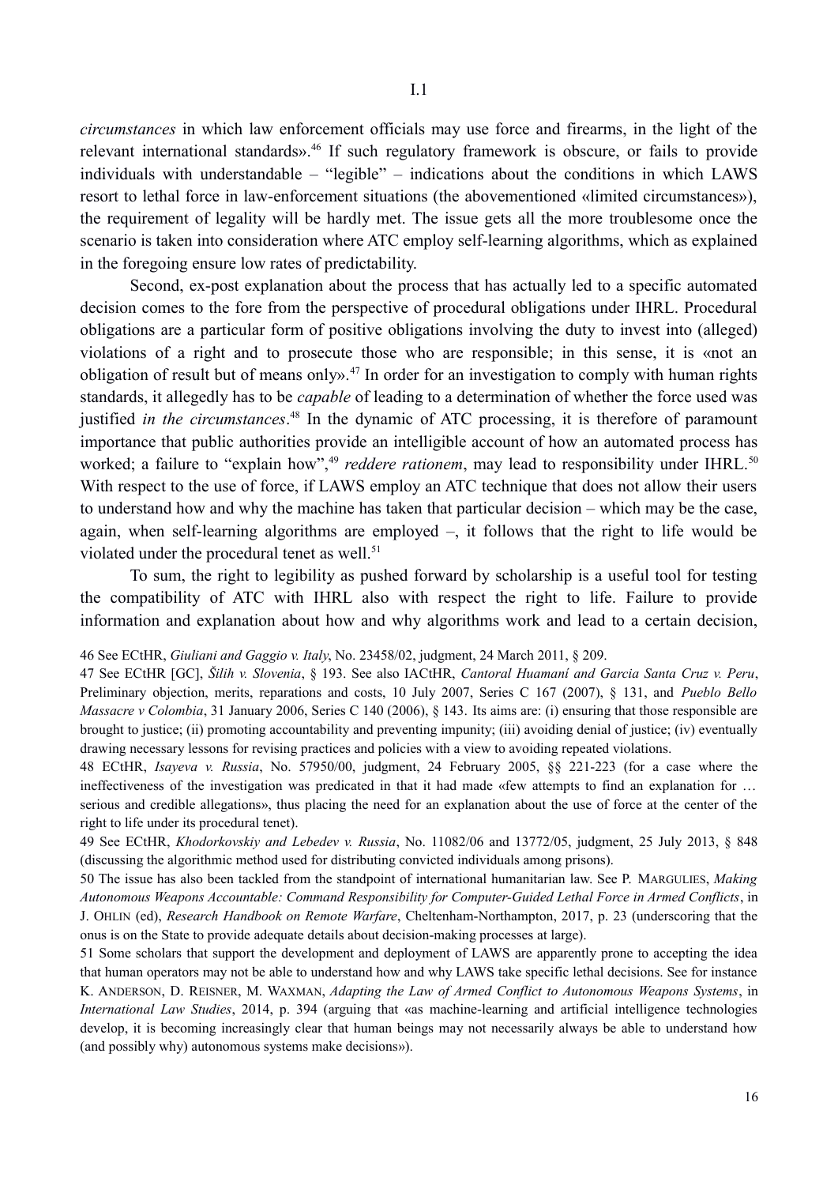*circumstances* in which law enforcement officials may use force and firearms, in the light of the relevant international standards».[46] If such regulatory framework is obscure, or fails to provide individuals with understandable – "legible" – indications about the conditions in which LAWS resort to lethal force in law-enforcement situations (the abovementioned «limited circumstances»), the requirement of legality will be hardly met. The issue gets all the more troublesome once the scenario is taken into consideration where ATC employ self-learning algorithms, which as explained in the foregoing ensure low rates of predictability.

Second, ex-post explanation about the process that has actually led to a specific automated decision comes to the fore from the perspective of procedural obligations under IHRL. Procedural obligations are a particular form of positive obligations involving the duty to invest into (alleged) violations of a right and to prosecute those who are responsible; in this sense, it is «not an obligation of result but of means only».[47] In order for an investigation to comply with human rights standards, it allegedly has to be *capable* of leading to a determination of whether the force used was justified *in the circumstances*.[48] In the dynamic of ATC processing, it is therefore of paramount importance that public authorities provide an intelligible account of how an automated process has worked; a failure to "explain how",[49] *reddere rationem*, may lead to responsibility under IHRL.[50] With respect to the use of force, if LAWS employ an ATC technique that does not allow their users to understand how and why the machine has taken that particular decision – which may be the case, again, when self-learning algorithms are employed –, it follows that the right to life would be violated under the procedural tenet as well.[51]

To sum, the right to legibility as pushed forward by scholarship is a useful tool for testing the compatibility of ATC with IHRL also with respect the right to life. Failure to provide information and explanation about how and why algorithms work and lead to a certain decision,

46 See ECtHR, *Giuliani and Gaggio v. Italy*, No. 23458/02, judgment, 24 March 2011, § 209.

47 See ECtHR [GC], *Šilih v. Slovenia*, § 193. See also IACtHR, *Cantoral Huamaní and Garcia Santa Cruz v. Peru*, Preliminary objection, merits, reparations and costs, 10 July 2007, Series C 167 (2007), § 131, and *Pueblo Bello Massacre v Colombia*, 31 January 2006, Series C 140 (2006), § 143. Its aims are: (i) ensuring that those responsible are brought to justice; (ii) promoting accountability and preventing impunity; (iii) avoiding denial of justice; (iv) eventually drawing necessary lessons for revising practices and policies with a view to avoiding repeated violations.

48 ECtHR, *Isayeva v. Russia*, No. 57950/00, judgment, 24 February 2005, §§ 221-223 (for a case where the ineffectiveness of the investigation was predicated in that it had made «few attempts to find an explanation for … serious and credible allegations», thus placing the need for an explanation about the use of force at the center of the right to life under its procedural tenet).

49 See ECtHR, *Khodorkovskiy and Lebedev v. Russia*, No. 11082/06 and 13772/05, judgment, 25 July 2013, § 848 (discussing the algorithmic method used for distributing convicted individuals among prisons).

50 The issue has also been tackled from the standpoint of international humanitarian law. See P. MARGULIES, *Making Autonomous Weapons Accountable: Command Responsibility for Computer-Guided Lethal Force in Armed Conflicts*, in J. OHLIN (ed), *Research Handbook on Remote Warfare*, Cheltenham-Northampton, 2017, p. 23 (underscoring that the onus is on the State to provide adequate details about decision-making processes at large).

51 Some scholars that support the development and deployment of LAWS are apparently prone to accepting the idea that human operators may not be able to understand how and why LAWS take specific lethal decisions. See for instance K. ANDERSON, D. REISNER, M. WAXMAN, *Adapting the Law of Armed Conflict to Autonomous Weapons Systems*, in *International Law Studies*, 2014, p. 394 (arguing that «as machine-learning and artificial intelligence technologies develop, it is becoming increasingly clear that human beings may not necessarily always be able to understand how (and possibly why) autonomous systems make decisions»).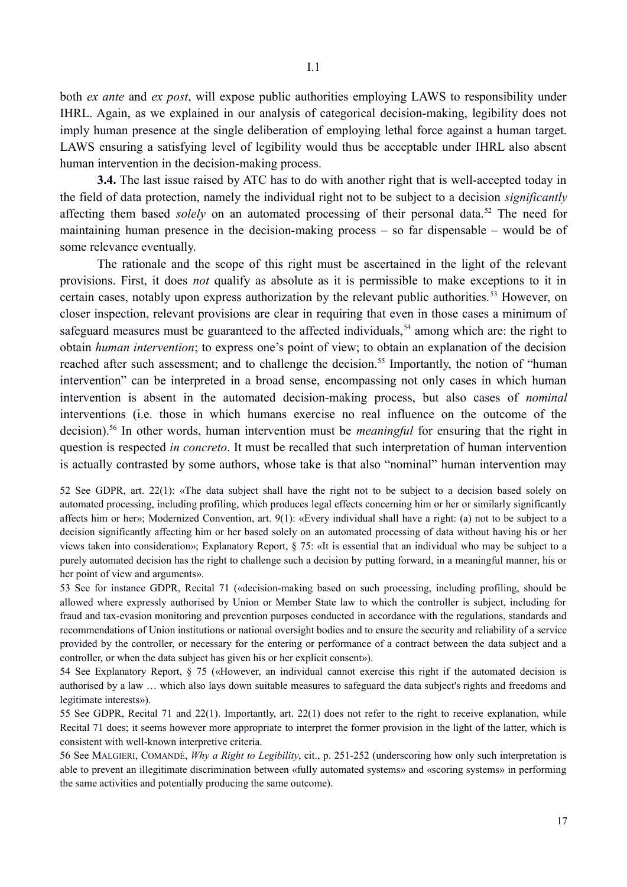both *ex ante* and *ex post*, will expose public authorities employing LAWS to responsibility under IHRL. Again, as we explained in our analysis of categorical decision-making, legibility does not imply human presence at the single deliberation of employing lethal force against a human target. LAWS ensuring a satisfying level of legibility would thus be acceptable under IHRL also absent human intervention in the decision-making process.

**3.4.** The last issue raised by ATC has to do with another right that is well-accepted today in the field of data protection, namely the individual right not to be subject to a decision *significantly* affecting them based *solely* on an automated processing of their personal data.[52] The need for maintaining human presence in the decision-making process – so far dispensable – would be of some relevance eventually.

The rationale and the scope of this right must be ascertained in the light of the relevant provisions. First, it does *not* qualify as absolute as it is permissible to make exceptions to it in certain cases, notably upon express authorization by the relevant public authorities.[53] However, on closer inspection, relevant provisions are clear in requiring that even in those cases a minimum of safeguard measures must be guaranteed to the affected individuals,[54] among which are: the right to obtain *human intervention*; to express one's point of view; to obtain an explanation of the decision reached after such assessment; and to challenge the decision.[55] Importantly, the notion of "human intervention" can be interpreted in a broad sense, encompassing not only cases in which human intervention is absent in the automated decision-making process, but also cases of *nominal* interventions (i.e. those in which humans exercise no real influence on the outcome of the decision).[56] In other words, human intervention must be *meaningful* for ensuring that the right in question is respected *in concreto*. It must be recalled that such interpretation of human intervention is actually contrasted by some authors, whose take is that also "nominal" human intervention may

52 See GDPR, art. 22(1): «The data subject shall have the right not to be subject to a decision based solely on automated processing, including profiling, which produces legal effects concerning him or her or similarly significantly affects him or her»; Modernized Convention, art. 9(1): «Every individual shall have a right: (a) not to be subject to a decision significantly affecting him or her based solely on an automated processing of data without having his or her views taken into consideration»; Explanatory Report, § 75: «It is essential that an individual who may be subject to a purely automated decision has the right to challenge such a decision by putting forward, in a meaningful manner, his or her point of view and arguments».

53 See for instance GDPR, Recital 71 («decision-making based on such processing, including profiling, should be allowed where expressly authorised by Union or Member State law to which the controller is subject, including for fraud and tax-evasion monitoring and prevention purposes conducted in accordance with the regulations, standards and recommendations of Union institutions or national oversight bodies and to ensure the security and reliability of a service provided by the controller, or necessary for the entering or performance of a contract between the data subject and a controller, or when the data subject has given his or her explicit consent»).

54 See Explanatory Report, § 75 («However, an individual cannot exercise this right if the automated decision is authorised by a law … which also lays down suitable measures to safeguard the data subject's rights and freedoms and legitimate interests»).

55 See GDPR, Recital 71 and 22(1). Importantly, art. 22(1) does not refer to the right to receive explanation, while Recital 71 does; it seems however more appropriate to interpret the former provision in the light of the latter, which is consistent with well-known interpretive criteria.

56 See MALGIERI, COMANDÈ, *Why a Right to Legibility*, cit., p. 251-252 (underscoring how only such interpretation is able to prevent an illegitimate discrimination between «fully automated systems» and «scoring systems» in performing the same activities and potentially producing the same outcome).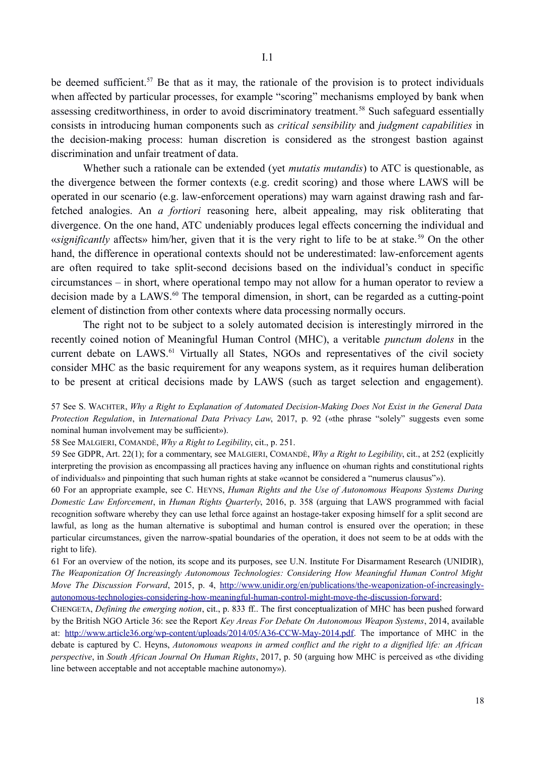be deemed sufficient.[57] Be that as it may, the rationale of the provision is to protect individuals when affected by particular processes, for example "scoring" mechanisms employed by bank when assessing creditworthiness, in order to avoid discriminatory treatment.[58] Such safeguard essentially consists in introducing human components such as *critical sensibility* and *judgment capabilities* in the decision-making process: human discretion is considered as the strongest bastion against discrimination and unfair treatment of data.

Whether such a rationale can be extended (yet *mutatis mutandis*) to ATC is questionable, as the divergence between the former contexts (e.g. credit scoring) and those where LAWS will be operated in our scenario (e.g. law-enforcement operations) may warn against drawing rash and far-fetched analogies. An *a fortiori* reasoning here, albeit appealing, may risk obliterating that divergence. On the one hand, ATC undeniably produces legal effects concerning the individual and «*significantly* affects» him/her, given that it is the very right to life to be at stake.[59] On the other hand, the difference in operational contexts should not be underestimated: law-enforcement agents are often required to take split-second decisions based on the individual's conduct in specific circumstances – in short, where operational tempo may not allow for a human operator to review a decision made by a LAWS.[60] The temporal dimension, in short, can be regarded as a cutting-point element of distinction from other contexts where data processing normally occurs.

The right not to be subject to a solely automated decision is interestingly mirrored in the recently coined notion of Meaningful Human Control (MHC), a veritable *punctum dolens* in the current debate on LAWS.[61] Virtually all States, NGOs and representatives of the civil society consider MHC as the basic requirement for any weapons system, as it requires human deliberation to be present at critical decisions made by LAWS (such as target selection and engagement).

57 See S. WACHTER, *Why a Right to Explanation of Automated Decision-Making Does Not Exist in the General Data Protection Regulation*, in *International Data Privacy Law*, 2017, p. 92 («the phrase "solely" suggests even some nominal human involvement may be sufficient»).

58 See MALGIERI, COMANDÈ, *Why a Right to Legibility*, cit., p. 251.

59 See GDPR, Art. 22(1); for a commentary, see MALGIERI, COMANDÈ, *Why a Right to Legibility*, cit., at 252 (explicitly interpreting the provision as encompassing all practices having any influence on «human rights and constitutional rights of individuals» and pinpointing that such human rights at stake «cannot be considered a "numerus clausus"»).

60 For an appropriate example, see C. HEYNS, *Human Rights and the Use of Autonomous Weapons Systems During Domestic Law Enforcement*, in *Human Rights Quarterly*, 2016, p. 358 (arguing that LAWS programmed with facial recognition software whereby they can use lethal force against an hostage-taker exposing himself for a split second are lawful, as long as the human alternative is suboptimal and human control is ensured over the operation; in these particular circumstances, given the narrow-spatial boundaries of the operation, it does not seem to be at odds with the right to life).

61 For an overview of the notion, its scope and its purposes, see U.N. Institute For Disarmament Research (UNIDIR), *The Weaponization Of Increasingly Autonomous Technologies: Considering How Meaningful Human Control Might Move The Discussion Forward*, 2015, p. 4, http://www.unidir.org/en/publications/the-weaponization-of-increasingly-autonomous-technologies-considering-how-meaningful-human-control-might-move-the-discussion-forward; CHENGETA, *Defining the emerging notion*, cit., p. 833 ff.. The first conceptualization of MHC has been pushed forward by the British NGO Article 36: see the Report *Key Areas For Debate On Autonomous Weapon Systems*, 2014, available at: http://www.article36.org/wp-content/uploads/2014/05/A36-CCW-May-2014.pdf. The importance of MHC in the debate is captured by C. Heyns, *Autonomous weapons in armed conflict and the right to a dignified life: an African perspective*, in *South African Journal On Human Rights*, 2017, p. 50 (arguing how MHC is perceived as «the dividing line between acceptable and not acceptable machine autonomy»).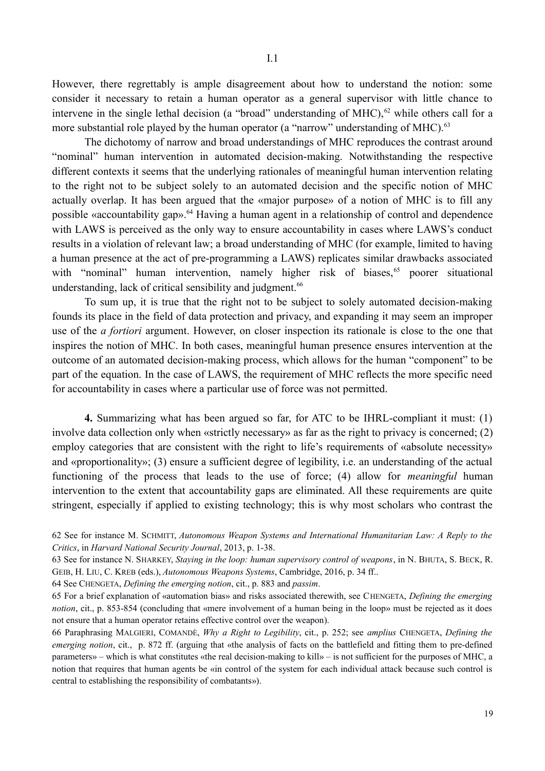However, there regrettably is ample disagreement about how to understand the notion: some consider it necessary to retain a human operator as a general supervisor with little chance to intervene in the single lethal decision (a "broad" understanding of MHC),[62] while others call for a more substantial role played by the human operator (a "narrow" understanding of MHC).[63]

The dichotomy of narrow and broad understandings of MHC reproduces the contrast around "nominal" human intervention in automated decision-making. Notwithstanding the respective different contexts it seems that the underlying rationales of meaningful human intervention relating to the right not to be subject solely to an automated decision and the specific notion of MHC actually overlap. It has been argued that the «major purpose» of a notion of MHC is to fill any possible «accountability gap».[64] Having a human agent in a relationship of control and dependence with LAWS is perceived as the only way to ensure accountability in cases where LAWS's conduct results in a violation of relevant law; a broad understanding of MHC (for example, limited to having a human presence at the act of pre-programming a LAWS) replicates similar drawbacks associated with "nominal" human intervention, namely higher risk of biases,[65] poorer situational understanding, lack of critical sensibility and judgment.[66]

To sum up, it is true that the right not to be subject to solely automated decision-making founds its place in the field of data protection and privacy, and expanding it may seem an improper use of the *a fortiori* argument. However, on closer inspection its rationale is close to the one that inspires the notion of MHC. In both cases, meaningful human presence ensures intervention at the outcome of an automated decision-making process, which allows for the human "component" to be part of the equation. In the case of LAWS, the requirement of MHC reflects the more specific need for accountability in cases where a particular use of force was not permitted.

**4.** Summarizing what has been argued so far, for ATC to be IHRL-compliant it must: (1) involve data collection only when «strictly necessary» as far as the right to privacy is concerned; (2) employ categories that are consistent with the right to life's requirements of «absolute necessity» and «proportionality»; (3) ensure a sufficient degree of legibility, i.e. an understanding of the actual functioning of the process that leads to the use of force; (4) allow for *meaningful* human intervention to the extent that accountability gaps are eliminated. All these requirements are quite stringent, especially if applied to existing technology; this is why most scholars who contrast the

62 See for instance M. SCHMITT, *Autonomous Weapon Systems and International Humanitarian Law: A Reply to the Critics*, in *Harvard National Security Journal*, 2013, p. 1-38.

63 See for instance N. SHARKEY, *Staying in the loop: human supervisory control of weapons*, in N. BHUTA, S. BECK, R. GEIB, H. LIU, C. KREB (eds.), *Autonomous Weapons Systems*, Cambridge, 2016, p. 34 ff..

64 See CHENGETA, *Defining the emerging notion*, cit., p. 883 and *passim*.

65 For a brief explanation of «automation bias» and risks associated therewith, see CHENGETA, *Defining the emerging notion*, cit., p. 853-854 (concluding that «mere involvement of a human being in the loop» must be rejected as it does not ensure that a human operator retains effective control over the weapon).

66 Paraphrasing MALGIERI, COMANDÈ, *Why a Right to Legibility*, cit., p. 252; see *amplius* CHENGETA, *Defining the emerging notion*, cit., p. 872 ff. (arguing that «the analysis of facts on the battlefield and fitting them to pre-defined parameters» – which is what constitutes «the real decision-making to kill» – is not sufficient for the purposes of MHC, a notion that requires that human agents be «in control of the system for each individual attack because such control is central to establishing the responsibility of combatants»).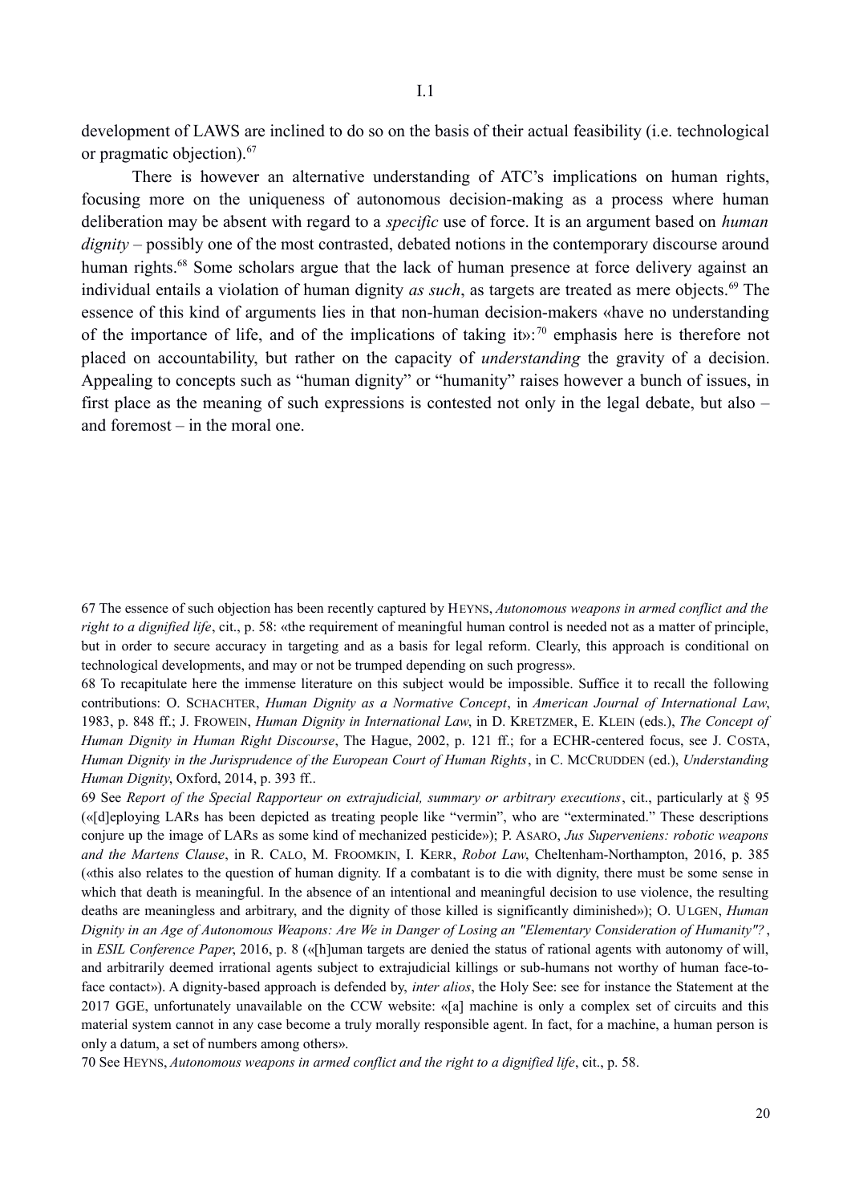development of LAWS are inclined to do so on the basis of their actual feasibility (i.e. technological or pragmatic objection).[67]

There is however an alternative understanding of ATC's implications on human rights, focusing more on the uniqueness of autonomous decision-making as a process where human deliberation may be absent with regard to a *specific* use of force. It is an argument based on *human dignity* – possibly one of the most contrasted, debated notions in the contemporary discourse around human rights.[68] Some scholars argue that the lack of human presence at force delivery against an individual entails a violation of human dignity *as such*, as targets are treated as mere objects.[69] The essence of this kind of arguments lies in that non-human decision-makers «have no understanding of the importance of life, and of the implications of taking it»:[70] emphasis here is therefore not placed on accountability, but rather on the capacity of *understanding* the gravity of a decision. Appealing to concepts such as "human dignity" or "humanity" raises however a bunch of issues, in first place as the meaning of such expressions is contested not only in the legal debate, but also – and foremost – in the moral one.

67 The essence of such objection has been recently captured by HEYNS, *Autonomous weapons in armed conflict and the right to a dignified life*, cit., p. 58: «the requirement of meaningful human control is needed not as a matter of principle, but in order to secure accuracy in targeting and as a basis for legal reform. Clearly, this approach is conditional on technological developments, and may or not be trumped depending on such progress».

68 To recapitulate here the immense literature on this subject would be impossible. Suffice it to recall the following contributions: O. SCHACHTER, *Human Dignity as a Normative Concept*, in *American Journal of International Law*, 1983, p. 848 ff.; J. FROWEIN, *Human Dignity in International Law*, in D. KRETZMER, E. KLEIN (eds.), *The Concept of Human Dignity in Human Right Discourse*, The Hague, 2002, p. 121 ff.; for a ECHR-centered focus, see J. COSTA, *Human Dignity in the Jurisprudence of the European Court of Human Rights*, in C. MCCRUDDEN (ed.), *Understanding Human Dignity*, Oxford, 2014, p. 393 ff..

69 See *Report of the Special Rapporteur on extrajudicial, summary or arbitrary executions*, cit., particularly at § 95 («[d]eploying LARs has been depicted as treating people like "vermin", who are "exterminated." These descriptions conjure up the image of LARs as some kind of mechanized pesticide»); P. ASARO, *Jus Superveniens: robotic weapons and the Martens Clause*, in R. CALO, M. FROOMKIN, I. KERR, *Robot Law*, Cheltenham-Northampton, 2016, p. 385 («this also relates to the question of human dignity. If a combatant is to die with dignity, there must be some sense in which that death is meaningful. In the absence of an intentional and meaningful decision to use violence, the resulting deaths are meaningless and arbitrary, and the dignity of those killed is significantly diminished»); O. ULGEN, *Human Dignity in an Age of Autonomous Weapons: Are We in Danger of Losing an "Elementary Consideration of Humanity"?*, in *ESIL Conference Paper*, 2016, p. 8 («[h]uman targets are denied the status of rational agents with autonomy of will, and arbitrarily deemed irrational agents subject to extrajudicial killings or sub-humans not worthy of human face-to-face contact»). A dignity-based approach is defended by, *inter alios*, the Holy See: see for instance the Statement at the 2017 GGE, unfortunately unavailable on the CCW website: «[a] machine is only a complex set of circuits and this material system cannot in any case become a truly morally responsible agent. In fact, for a machine, a human person is only a datum, a set of numbers among others».

70 See HEYNS, *Autonomous weapons in armed conflict and the right to a dignified life*, cit., p. 58.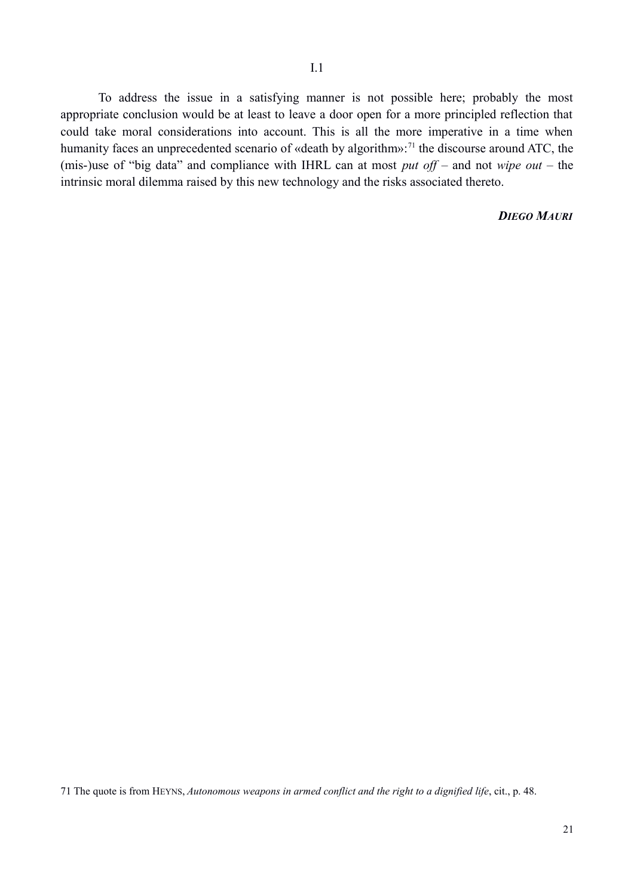To address the issue in a satisfying manner is not possible here; probably the most appropriate conclusion would be at least to leave a door open for a more principled reflection that could take moral considerations into account. This is all the more imperative in a time when humanity faces an unprecedented scenario of «death by algorithm»:[71] the discourse around ATC, the (mis-)use of "big data" and compliance with IHRL can at most *put off* – and not *wipe out* – the intrinsic moral dilemma raised by this new technology and the risks associated thereto.

***DIEGO MAURI***

71 The quote is from HEYNS, *Autonomous weapons in armed conflict and the right to a dignified life*, cit., p. 48.